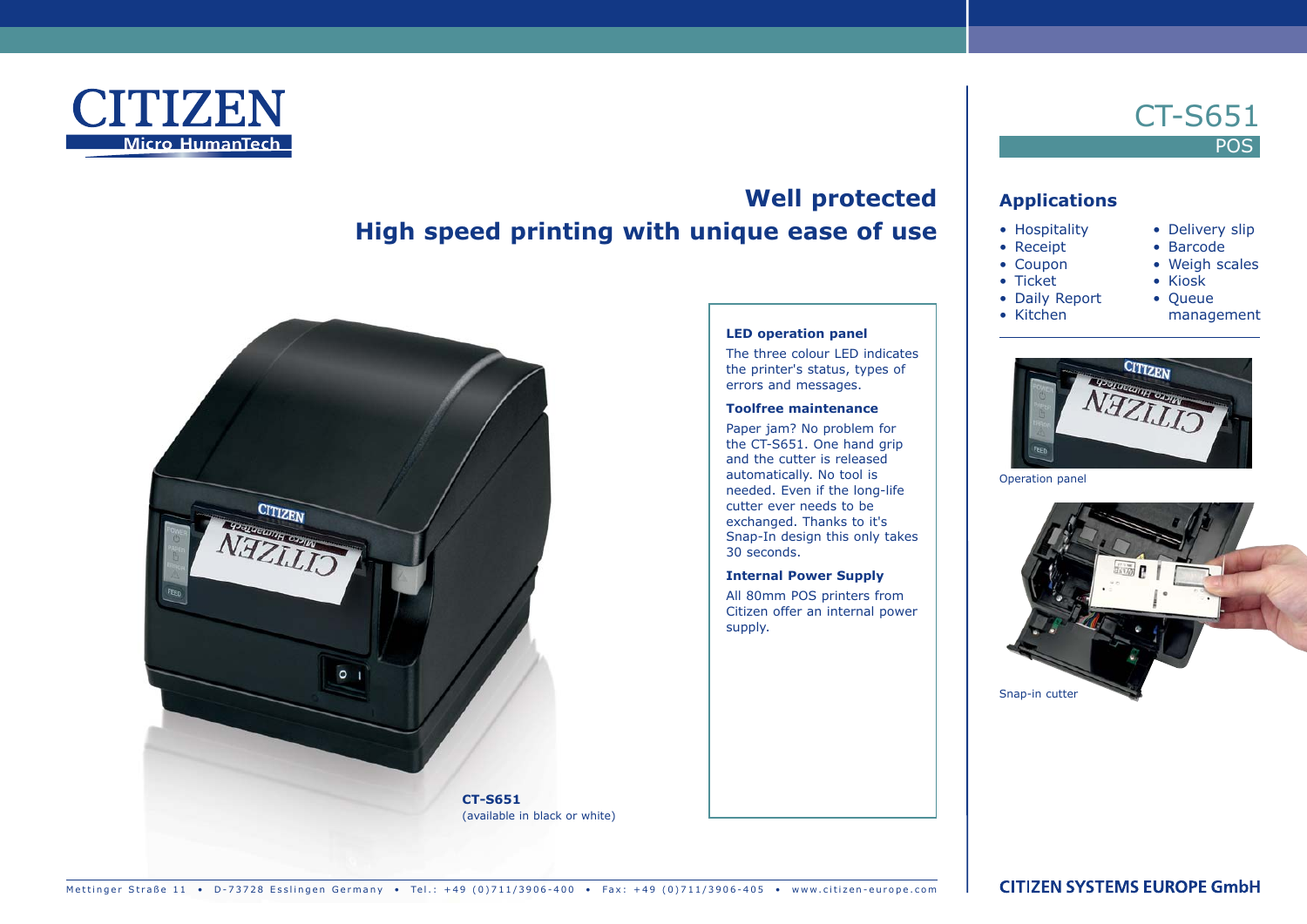CITIZEN
Micro HumanTech

# CT-S651

POS

## Well protected
## High speed printing with unique ease of use

CT-S651
(available in black or white)

**LED operation panel**

The three colour LED indicates the printer's status, types of errors and messages.

**Toolfree maintenance**

Paper jam? No problem for the CT-S651. One hand grip and the cutter is released automatically. No tool is needed. Even if the long-life cutter ever needs to be exchanged. Thanks to it's Snap-In design this only takes 30 seconds.

**Internal Power Supply**

All 80mm POS printers from Citizen offer an internal power supply.

## Applications

- Hospitality
- Receipt
- Coupon
- Ticket
- Daily Report
- Kitchen
- Delivery slip
- Barcode
- Weigh scales
- Kiosk
- Queue management

Operation panel

Snap-in cutter

Mettinger Straße 11 • D-73728 Esslingen Germany • Tel.: +49 (0)711/3906-400 • Fax: +49 (0)711/3906-405 • www.citizen-europe.com

CITIZEN SYSTEMS EUROPE GmbH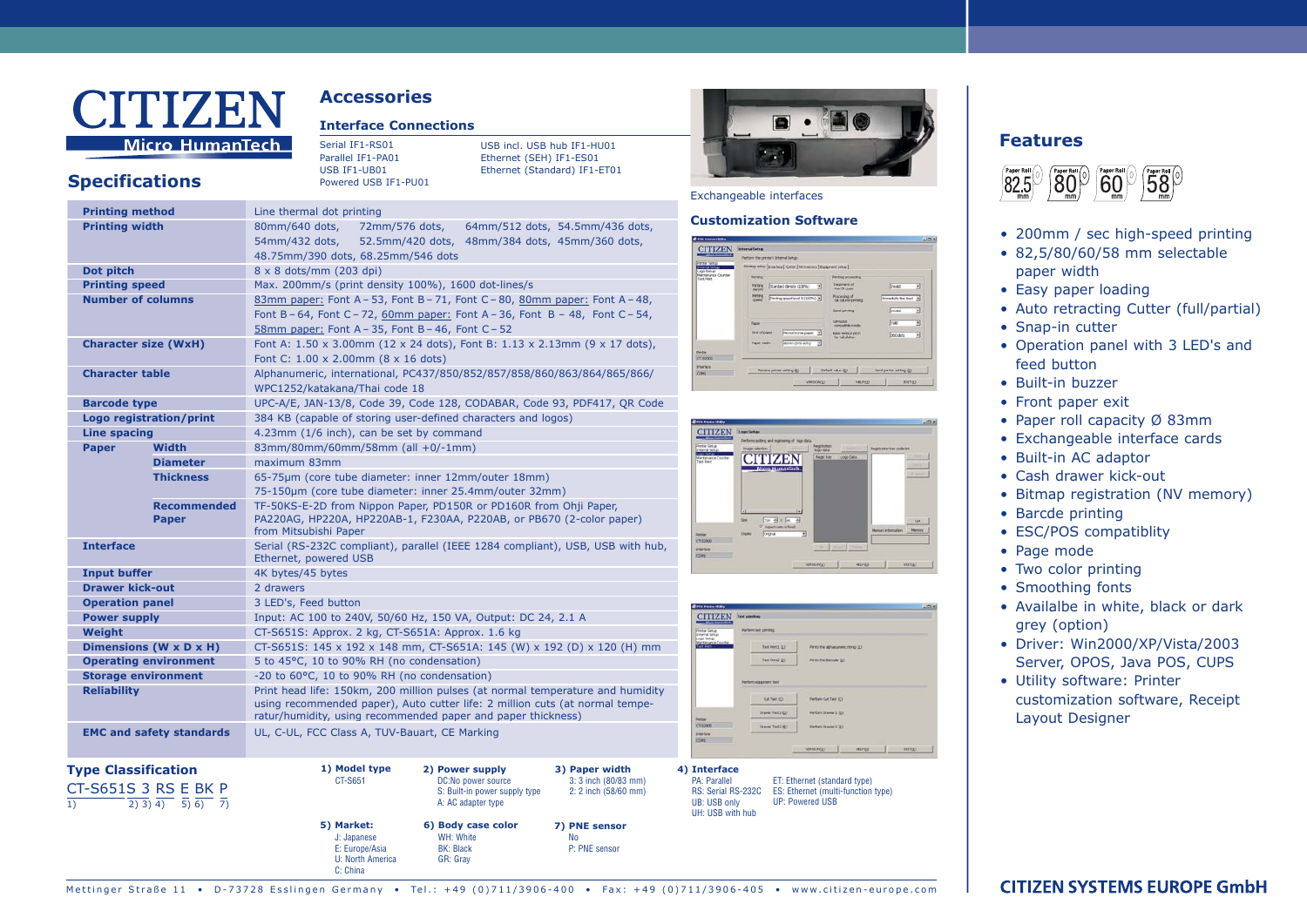CITIZEN

Micro HumanTech

## Specifications

| | | |
|---|---|---|
| **Printing method** | | Line thermal dot printing |
| **Printing width** | | 80mm/640 dots, 72mm/576 dots, 64mm/512 dots, 54.5mm/436 dots, 54mm/432 dots, 52.5mm/420 dots, 48mm/384 dots, 45mm/360 dots, 48.75mm/390 dots, 68.25mm/546 dots |
| **Dot pitch** | | 8 x 8 dots/mm (203 dpi) |
| **Printing speed** | | Max. 200mm/s (print density 100%), 1600 dot-lines/s |
| **Number of columns** | | 83mm paper: Font A – 53, Font B – 71, Font C – 80, 80mm paper: Font A – 48, Font B – 64, Font C – 72, 60mm paper: Font A – 36, Font B – 48, Font C – 54, 58mm paper: Font A – 35, Font B – 46, Font C – 52 |
| **Character size (WxH)** | | Font A: 1.50 x 3.00mm (12 x 24 dots), Font B: 1.13 x 2.13mm (9 x 17 dots), Font C: 1.00 x 2.00mm (8 x 16 dots) |
| **Character table** | | Alphanumeric, international, PC437/850/852/857/858/860/863/864/865/866/ WPC1252/katakana/Thai code 18 |
| **Barcode type** | | UPC-A/E, JAN-13/8, Code 39, Code 128, CODABAR, Code 93, PDF417, QR Code |
| **Logo registration/print** | | 384 KB (capable of storing user-defined characters and logos) |
| **Line spacing** | | 4.23mm (1/6 inch), can be set by command |
| **Paper** | **Width** | 83mm/80mm/60mm/58mm (all +0/-1mm) |
| | **Diameter** | maximum 83mm |
| | **Thickness** | 65-75µm (core tube diameter: inner 12mm/outer 18mm) 75-150µm (core tube diameter: inner 25.4mm/outer 32mm) |
| | **Recommended Paper** | TF-50KS-E-2D from Nippon Paper, PD150R or PD160R from Ohji Paper, PA220AG, HP220A, HP220AB-1, F230AA, P220AB, or PB670 (2-color paper) from Mitsubishi Paper |
| **Interface** | | Serial (RS-232C compliant), parallel (IEEE 1284 compliant), USB, USB with hub, Ethernet, powered USB |
| **Input buffer** | | 4K bytes/45 bytes |
| **Drawer kick-out** | | 2 drawers |
| **Operation panel** | | 3 LED's, Feed button |
| **Power supply** | | Input: AC 100 to 240V, 50/60 Hz, 150 VA, Output: DC 24, 2.1 A |
| **Weight** | | CT-S651S: Approx. 2 kg, CT-S651A: Approx. 1.6 kg |
| **Dimensions (W x D x H)** | | CT-S651S: 145 x 192 x 148 mm, CT-S651A: 145 (W) x 192 (D) x 120 (H) mm |
| **Operating environment** | | 5 to 45°C, 10 to 90% RH (no condensation) |
| **Storage environment** | | -20 to 60°C, 10 to 90% RH (no condensation) |
| **Reliability** | | Print head life: 150km, 200 million pulses (at normal temperature and humidity using recommended paper), Auto cutter life: 2 million cuts (at normal tempe-ratur/humidity, using recommended paper and paper thickness) |
| **EMC and safety standards** | | UL, C-UL, FCC Class A, TUV-Bauart, CE Marking |

### Type Classification

CT-S651S 3 RS E BK P
1) 2) 3) 4) 5) 6) 7)

**1) Model type**
CT-S651

**2) Power supply**
DC:No power source
S: Built-in power supply type
A: AC adapter type

**3) Paper width**
3: 3 inch (80/83 mm)
2: 2 inch (58/60 mm)

**4) Interface**
PA: Parallel
RS: Serial RS-232C
UB: USB only
UH: USB with hub
ET: Ethernet (standard type)
ES: Ethernet (multi-function type)
UP: Powered USB

**5) Market:**
J: Japanese
E: Europe/Asia
U: North America
C: China

**6) Body case color**
WH: White
BK: Black
GR: Gray

**7) PNE sensor**
No
P: PNE sensor

## Accessories

### Interface Connections

Serial IF1-RS01
Parallel IF1-PA01
USB IF1-UB01
Powered USB IF1-PU01
USB incl. USB hub IF1-HU01
Ethernet (SEH) IF1-ES01
Ethernet (Standard) IF1-ET01

Exchangeable interfaces

### Customization Software

## Features

Paper Roll 82,5 mm | Paper Roll 80 mm | Paper Roll 60 mm | Paper Roll 58 mm

- 200mm / sec high-speed printing
- 82,5/80/60/58 mm selectable paper width
- Easy paper loading
- Auto retracting Cutter (full/partial)
- Snap-in cutter
- Operation panel with 3 LED's and feed button
- Built-in buzzer
- Front paper exit
- Paper roll capacity Ø 83mm
- Exchangeable interface cards
- Built-in AC adaptor
- Cash drawer kick-out
- Bitmap registration (NV memory)
- Barcde printing
- ESC/POS compatiblity
- Page mode
- Two color printing
- Smoothing fonts
- Availalbe in white, black or dark grey (option)
- Driver: Win2000/XP/Vista/2003 Server, OPOS, Java POS, CUPS
- Utility software: Printer customization software, Receipt Layout Designer

Mettinger Straße 11 • D-73728 Esslingen Germany • Tel.: +49 (0)711/3906-400 • Fax: +49 (0)711/3906-405 • www.citizen-europe.com

CITIZEN SYSTEMS EUROPE GmbH